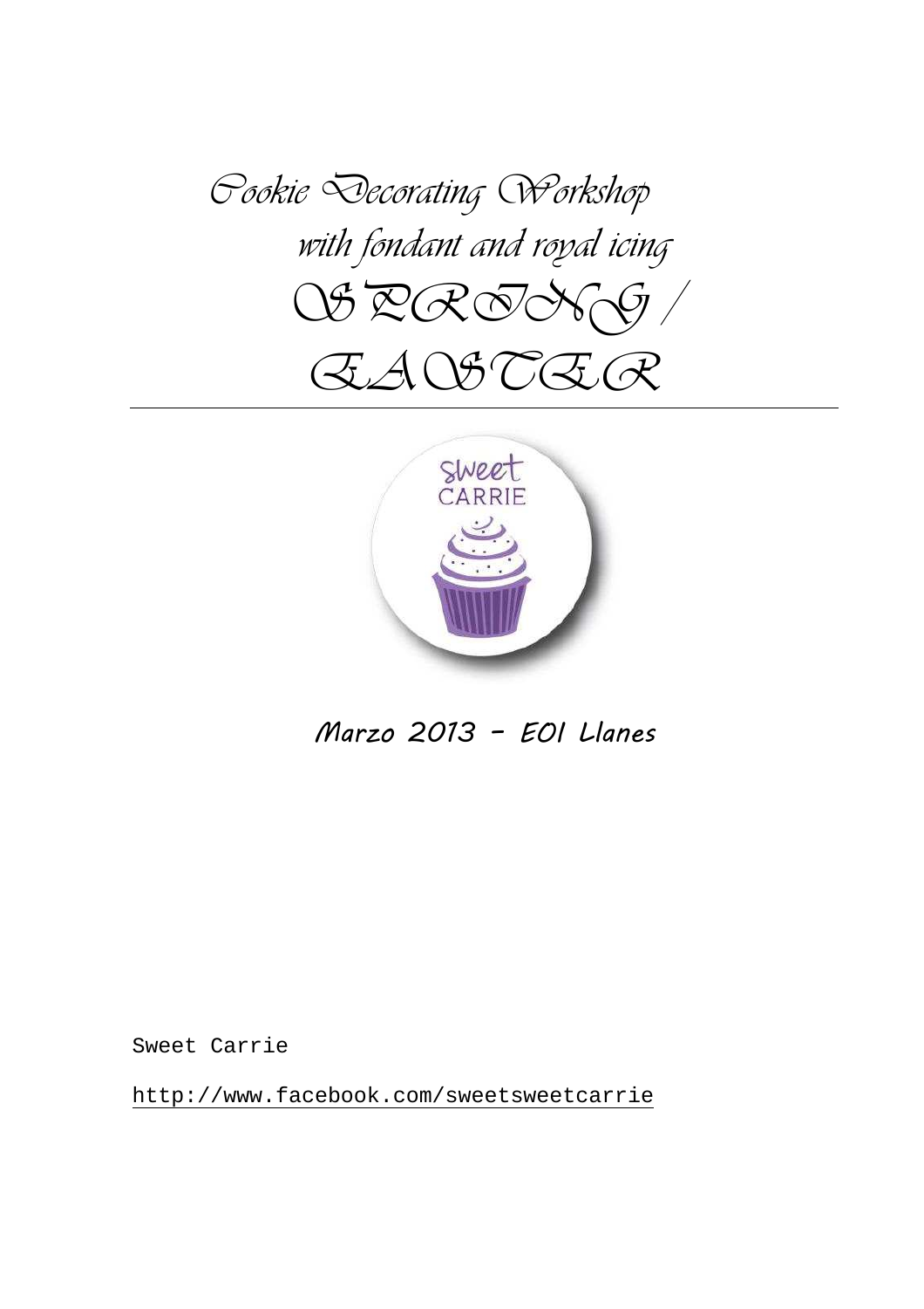# Cookie Decorating Workshop

## with fondant and royal icing

# SPRING / EASTER

Marzo 2013 – EOI Llanes

Sweet Carrie

http://www.facebook.com/sweetsweetcarrie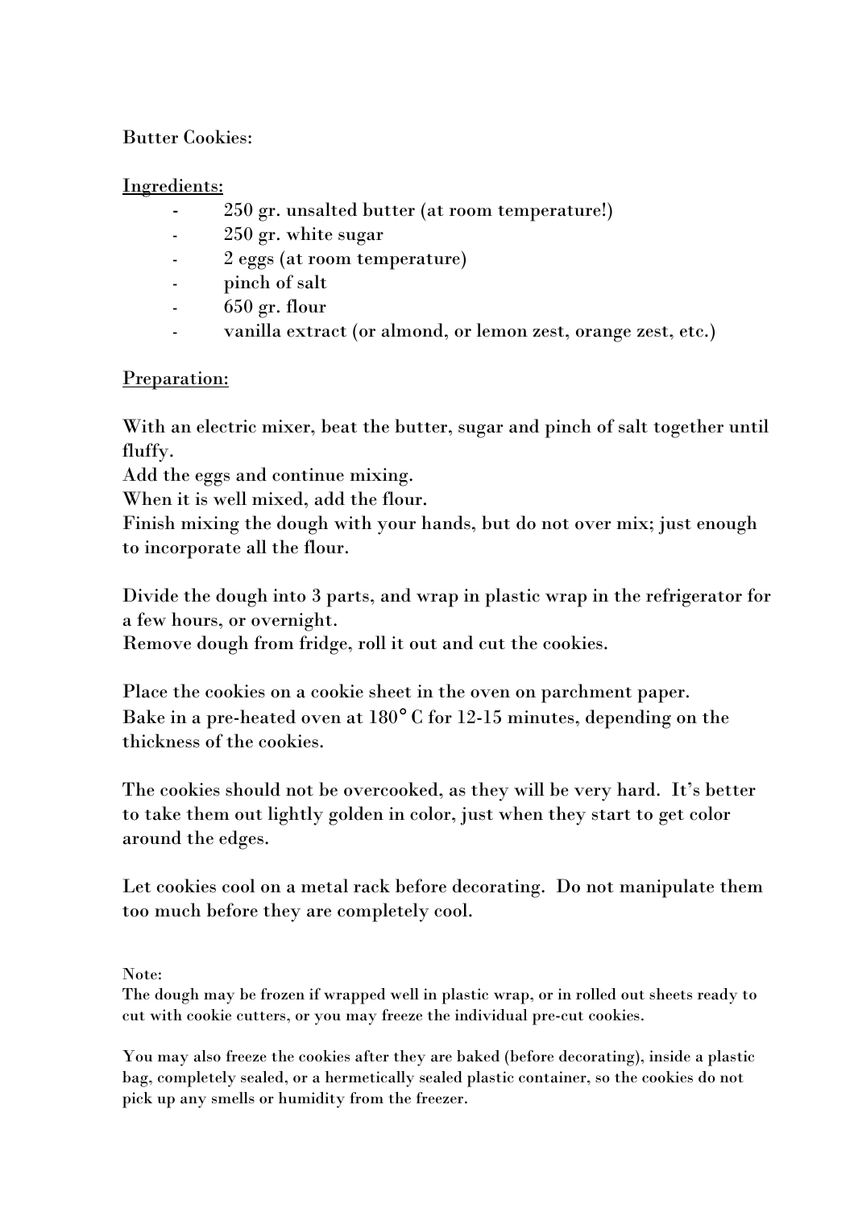Butter Cookies:

Ingredients:

- 250 gr. unsalted butter (at room temperature!)
- 250 gr. white sugar
- 2 eggs (at room temperature)
- pinch of salt
- 650 gr. flour
- vanilla extract (or almond, or lemon zest, orange zest, etc.)

Preparation:

With an electric mixer, beat the butter, sugar and pinch of salt together until fluffy.
Add the eggs and continue mixing.
When it is well mixed, add the flour.
Finish mixing the dough with your hands, but do not over mix; just enough to incorporate all the flour.

Divide the dough into 3 parts, and wrap in plastic wrap in the refrigerator for a few hours, or overnight.
Remove dough from fridge, roll it out and cut the cookies.

Place the cookies on a cookie sheet in the oven on parchment paper.
Bake in a pre-heated oven at 180° C for 12-15 minutes, depending on the thickness of the cookies.

The cookies should not be overcooked, as they will be very hard. It's better to take them out lightly golden in color, just when they start to get color around the edges.

Let cookies cool on a metal rack before decorating. Do not manipulate them too much before they are completely cool.

Note:
The dough may be frozen if wrapped well in plastic wrap, or in rolled out sheets ready to cut with cookie cutters, or you may freeze the individual pre-cut cookies.

You may also freeze the cookies after they are baked (before decorating), inside a plastic bag, completely sealed, or a hermetically sealed plastic container, so the cookies do not pick up any smells or humidity from the freezer.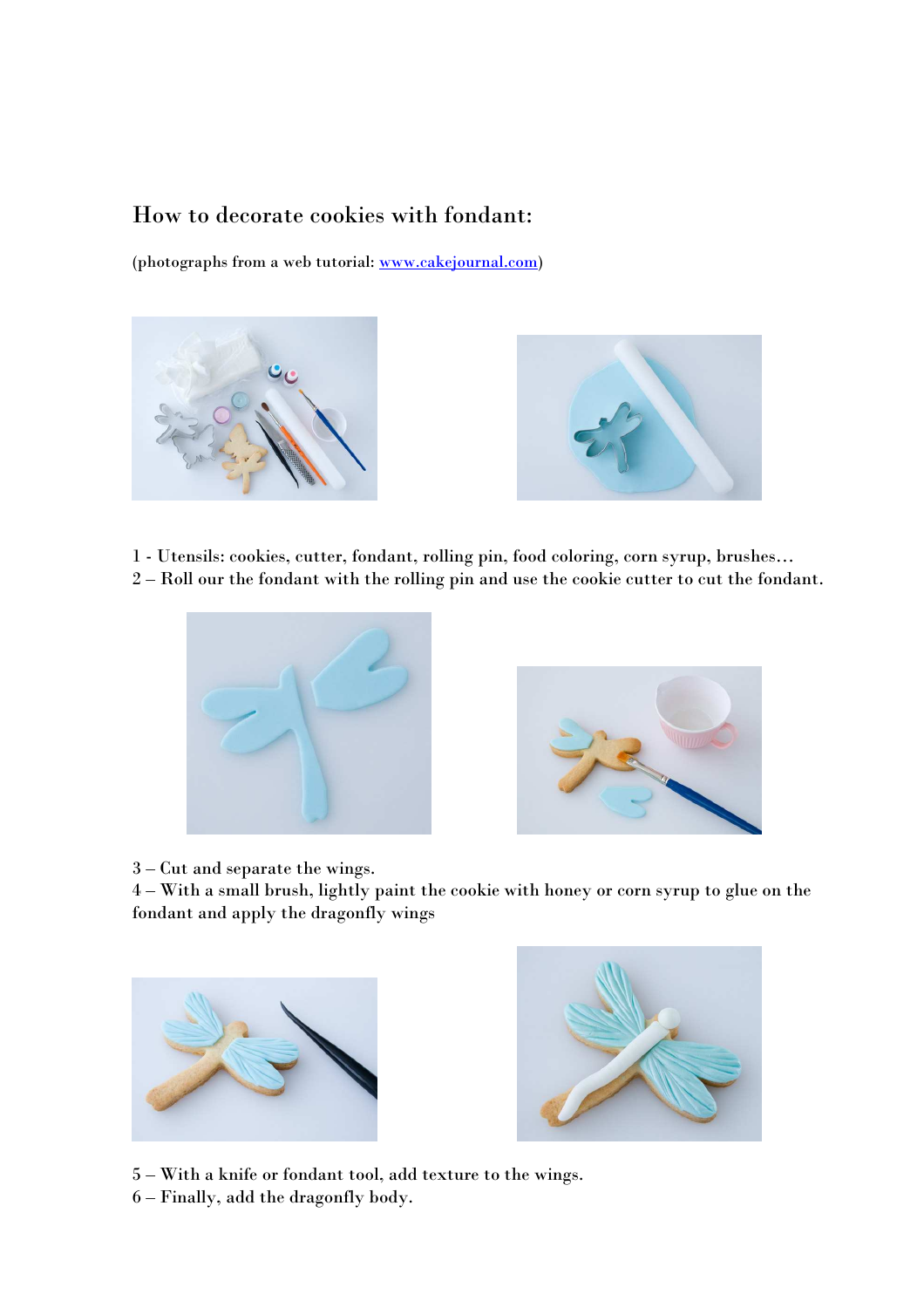# How to decorate cookies with fondant:

(photographs from a web tutorial: [www.cakejournal.com](www.cakejournal.com))

1 - Utensils: cookies, cutter, fondant, rolling pin, food coloring, corn syrup, brushes…
2 – Roll our the fondant with the rolling pin and use the cookie cutter to cut the fondant.

3 – Cut and separate the wings.
4 – With a small brush, lightly paint the cookie with honey or corn syrup to glue on the fondant and apply the dragonfly wings

5 – With a knife or fondant tool, add texture to the wings.
6 – Finally, add the dragonfly body.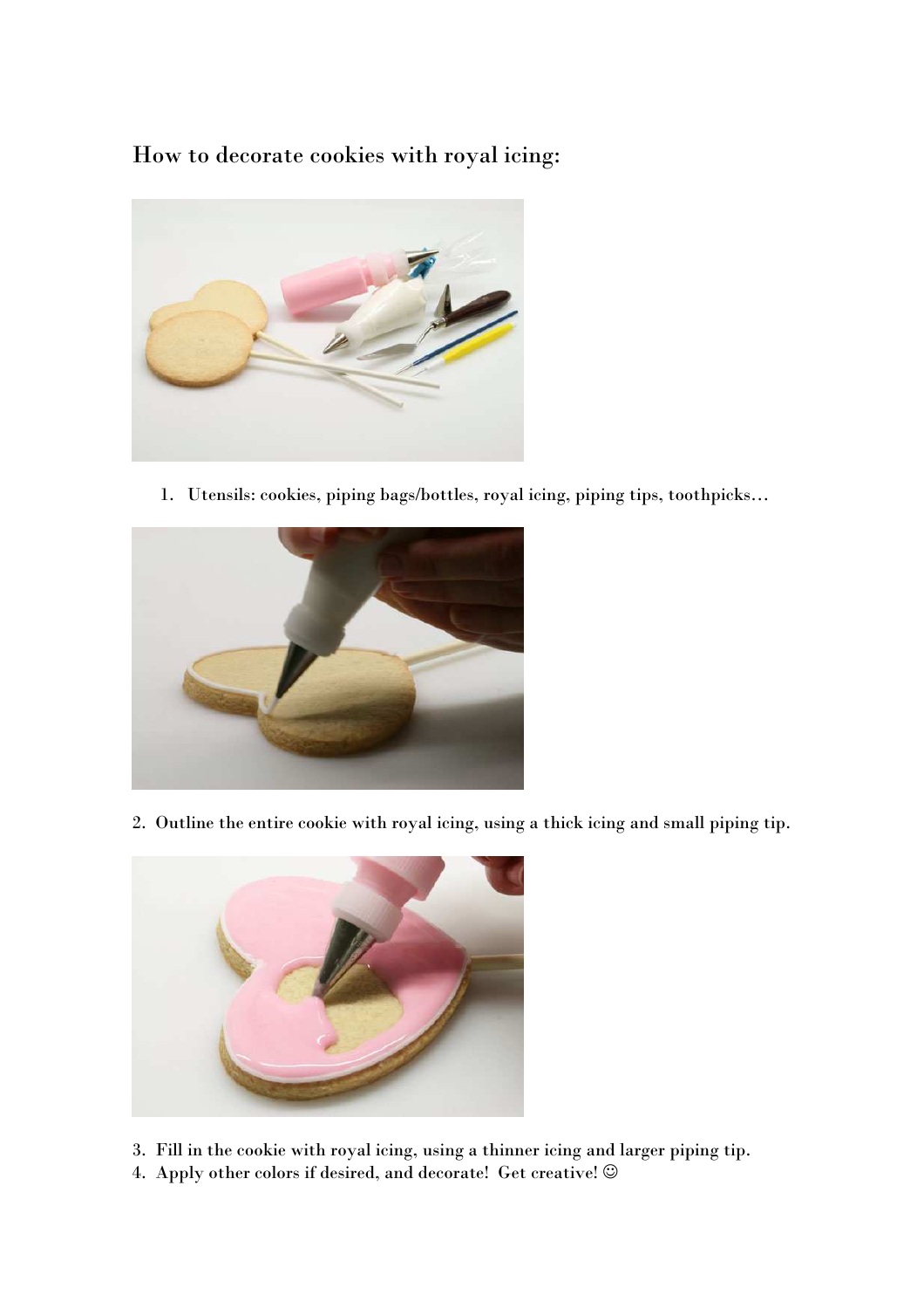How to decorate cookies with royal icing:

1. Utensils: cookies, piping bags/bottles, royal icing, piping tips, toothpicks…

2. Outline the entire cookie with royal icing, using a thick icing and small piping tip.

3. Fill in the cookie with royal icing, using a thinner icing and larger piping tip.
4. Apply other colors if desired, and decorate! Get creative! ☺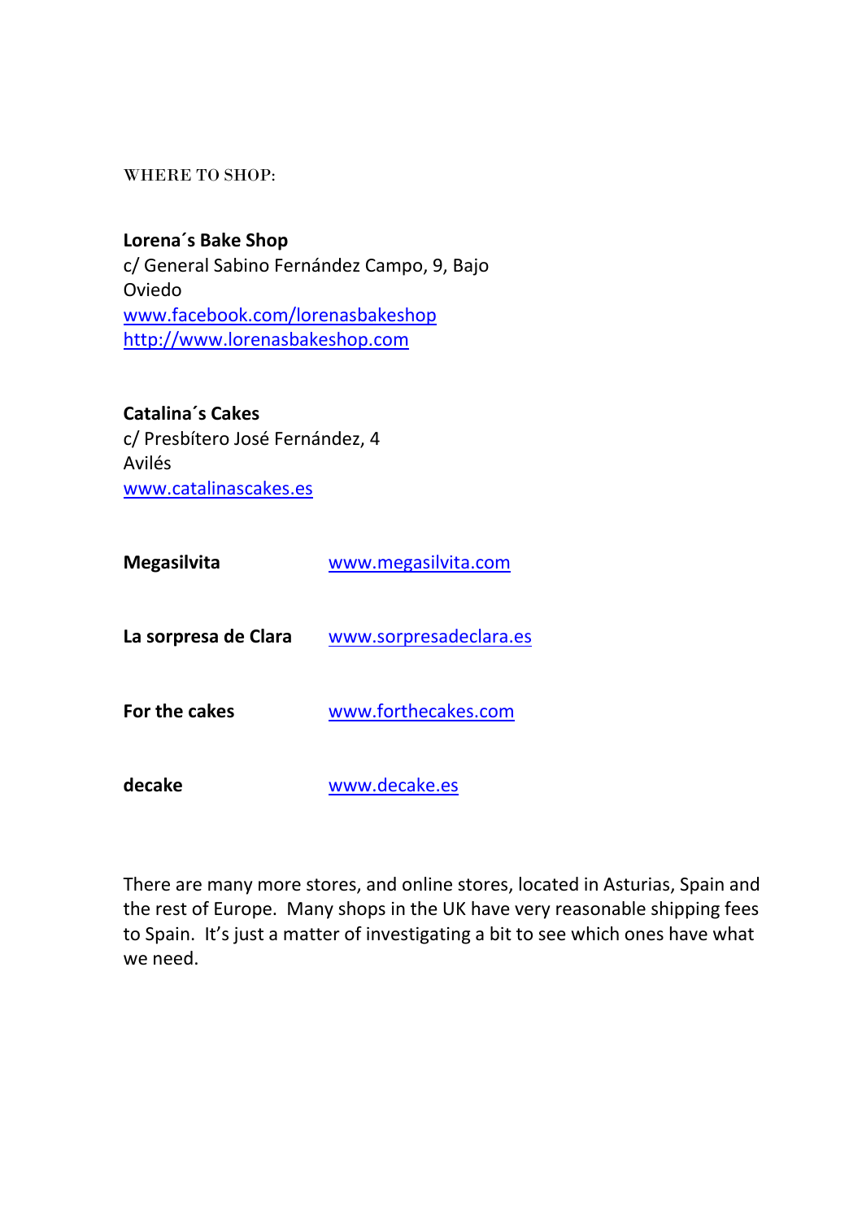WHERE TO SHOP:

**Lorena´s Bake Shop**
c/ General Sabino Fernández Campo, 9, Bajo
Oviedo
www.facebook.com/lorenasbakeshop
http://www.lorenasbakeshop.com

**Catalina´s Cakes**
c/ Presbítero José Fernández, 4
Avilés
www.catalinascakes.es

**Megasilvita** www.megasilvita.com

**La sorpresa de Clara** www.sorpresadeclara.es

**For the cakes** www.forthecakes.com

**decake** www.decake.es

There are many more stores, and online stores, located in Asturias, Spain and the rest of Europe. Many shops in the UK have very reasonable shipping fees to Spain. It's just a matter of investigating a bit to see which ones have what we need.